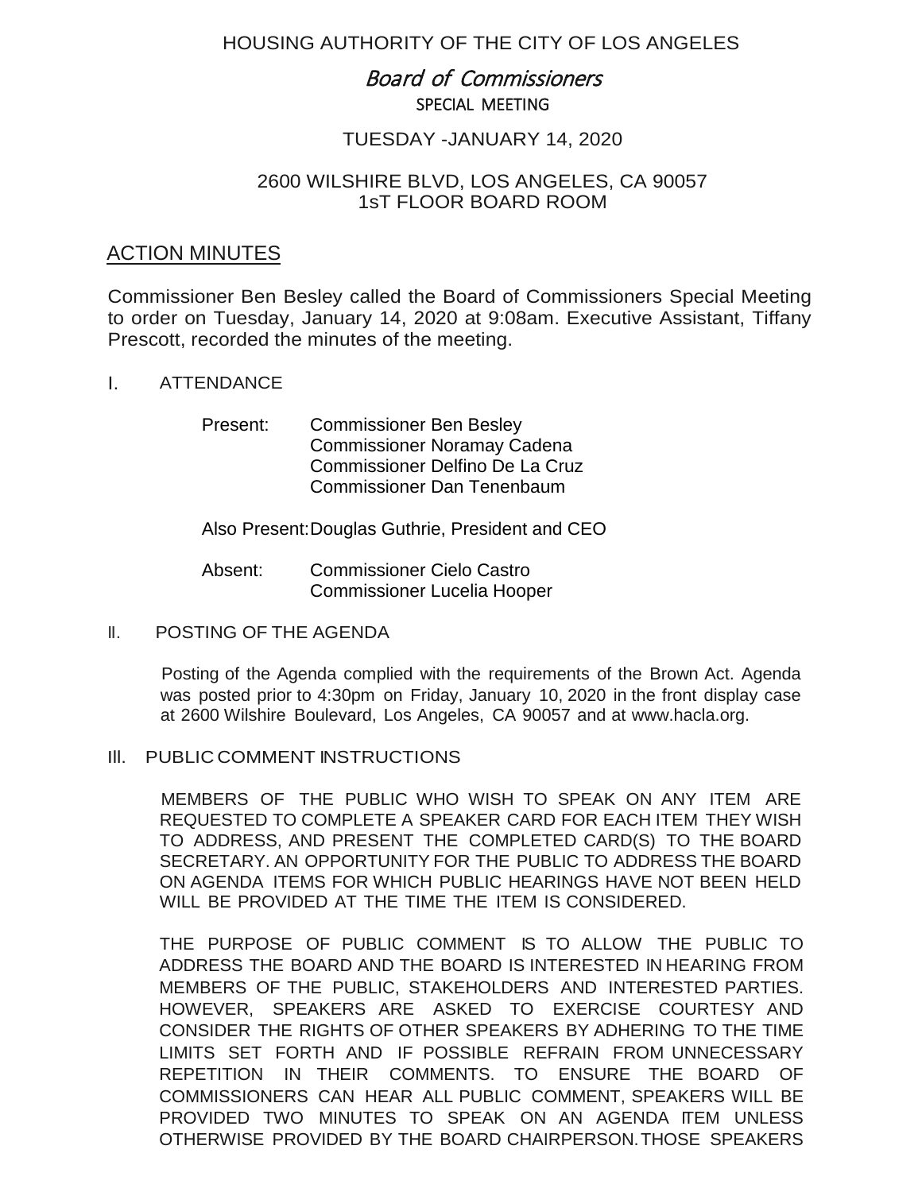HOUSING AUTHORITY OF THE CITY OF LOS ANGELES

# *Board of Commissioners*

SPECIAL MEETING

TUESDAY -JANUARY 14, 2020

2600 WILSHIRE BLVD, LOS ANGELES, CA 90057
1sT FLOOR BOARD ROOM

## ACTION MINUTES

Commissioner Ben Besley called the Board of Commissioners Special Meeting to order on Tuesday, January 14, 2020 at 9:08am. Executive Assistant, Tiffany Prescott, recorded the minutes of the meeting.

I. ATTENDANCE

Present: Commissioner Ben Besley
Commissioner Noramay Cadena
Commissioner Delfino De La Cruz
Commissioner Dan Tenenbaum

Also Present: Douglas Guthrie, President and CEO

Absent: Commissioner Cielo Castro
Commissioner Lucelia Hooper

II. POSTING OF THE AGENDA

Posting of the Agenda complied with the requirements of the Brown Act. Agenda was posted prior to 4:30pm on Friday, January 10, 2020 in the front display case at 2600 Wilshire Boulevard, Los Angeles, CA 90057 and at www.hacla.org.

III. PUBLIC COMMENT INSTRUCTIONS

MEMBERS OF THE PUBLIC WHO WISH TO SPEAK ON ANY ITEM ARE REQUESTED TO COMPLETE A SPEAKER CARD FOR EACH ITEM THEY WISH TO ADDRESS, AND PRESENT THE COMPLETED CARD(S) TO THE BOARD SECRETARY. AN OPPORTUNITY FOR THE PUBLIC TO ADDRESS THE BOARD ON AGENDA ITEMS FOR WHICH PUBLIC HEARINGS HAVE NOT BEEN HELD WILL BE PROVIDED AT THE TIME THE ITEM IS CONSIDERED.

THE PURPOSE OF PUBLIC COMMENT IS TO ALLOW THE PUBLIC TO ADDRESS THE BOARD AND THE BOARD IS INTERESTED IN HEARING FROM MEMBERS OF THE PUBLIC, STAKEHOLDERS AND INTERESTED PARTIES. HOWEVER, SPEAKERS ARE ASKED TO EXERCISE COURTESY AND CONSIDER THE RIGHTS OF OTHER SPEAKERS BY ADHERING TO THE TIME LIMITS SET FORTH AND IF POSSIBLE REFRAIN FROM UNNECESSARY REPETITION IN THEIR COMMENTS. TO ENSURE THE BOARD OF COMMISSIONERS CAN HEAR ALL PUBLIC COMMENT, SPEAKERS WILL BE PROVIDED TWO MINUTES TO SPEAK ON AN AGENDA ITEM UNLESS OTHERWISE PROVIDED BY THE BOARD CHAIRPERSON. THOSE SPEAKERS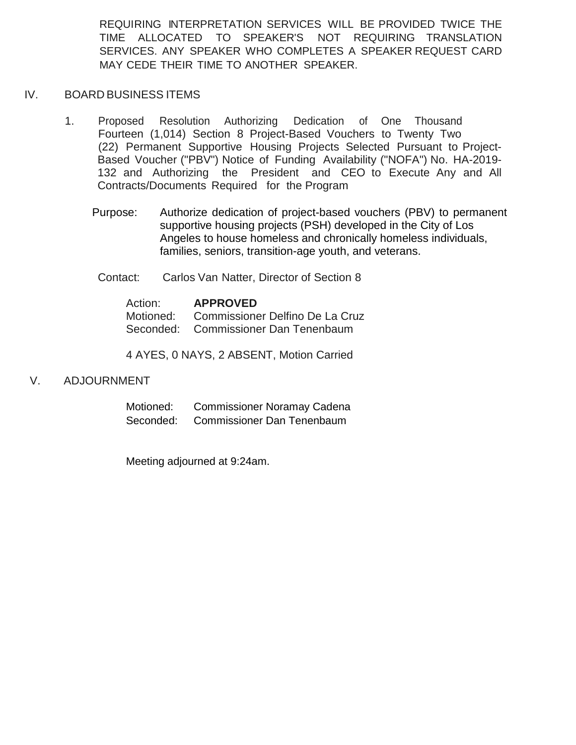REQUIRING INTERPRETATION SERVICES WILL BE PROVIDED TWICE THE TIME ALLOCATED TO SPEAKER'S NOT REQUIRING TRANSLATION SERVICES. ANY SPEAKER WHO COMPLETES A SPEAKER REQUEST CARD MAY CEDE THEIR TIME TO ANOTHER SPEAKER.

## IV. BOARD BUSINESS ITEMS

1. Proposed Resolution Authorizing Dedication of One Thousand Fourteen (1,014) Section 8 Project-Based Vouchers to Twenty Two (22) Permanent Supportive Housing Projects Selected Pursuant to Project-Based Voucher ("PBV") Notice of Funding Availability ("NOFA") No. HA-2019-132 and Authorizing the President and CEO to Execute Any and All Contracts/Documents Required for the Program

   Purpose: Authorize dedication of project-based vouchers (PBV) to permanent supportive housing projects (PSH) developed in the City of Los Angeles to house homeless and chronically homeless individuals, families, seniors, transition-age youth, and veterans.

   Contact: Carlos Van Natter, Director of Section 8

   Action: **APPROVED**
   Motioned: Commissioner Delfino De La Cruz
   Seconded: Commissioner Dan Tenenbaum

   4 AYES, 0 NAYS, 2 ABSENT, Motion Carried

## V. ADJOURNMENT

Motioned: Commissioner Noramay Cadena
Seconded: Commissioner Dan Tenenbaum

Meeting adjourned at 9:24am.